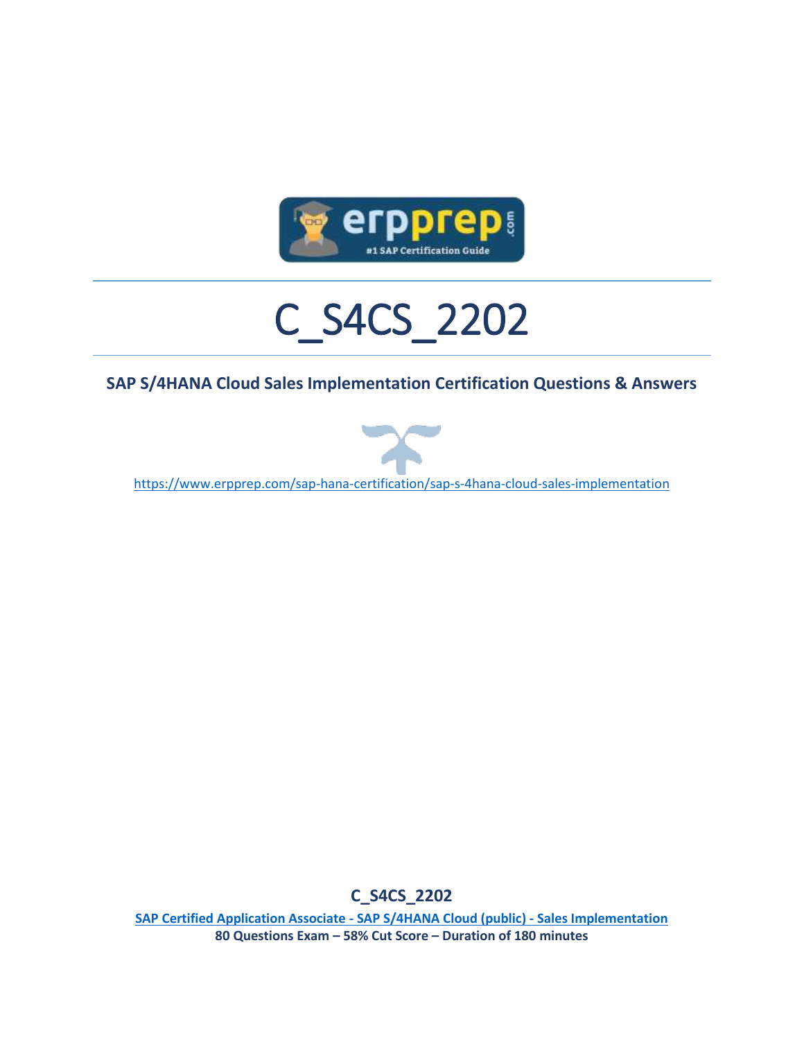# C_S4CS_2202

## SAP S/4HANA Cloud Sales Implementation Certification Questions & Answers

https://www.erpprep.com/sap-hana-certification/sap-s-4hana-cloud-sales-implementation

**C_S4CS_2202**

**SAP Certified Application Associate - SAP S/4HANA Cloud (public) - Sales Implementation**

**80 Questions Exam – 58% Cut Score – Duration of 180 minutes**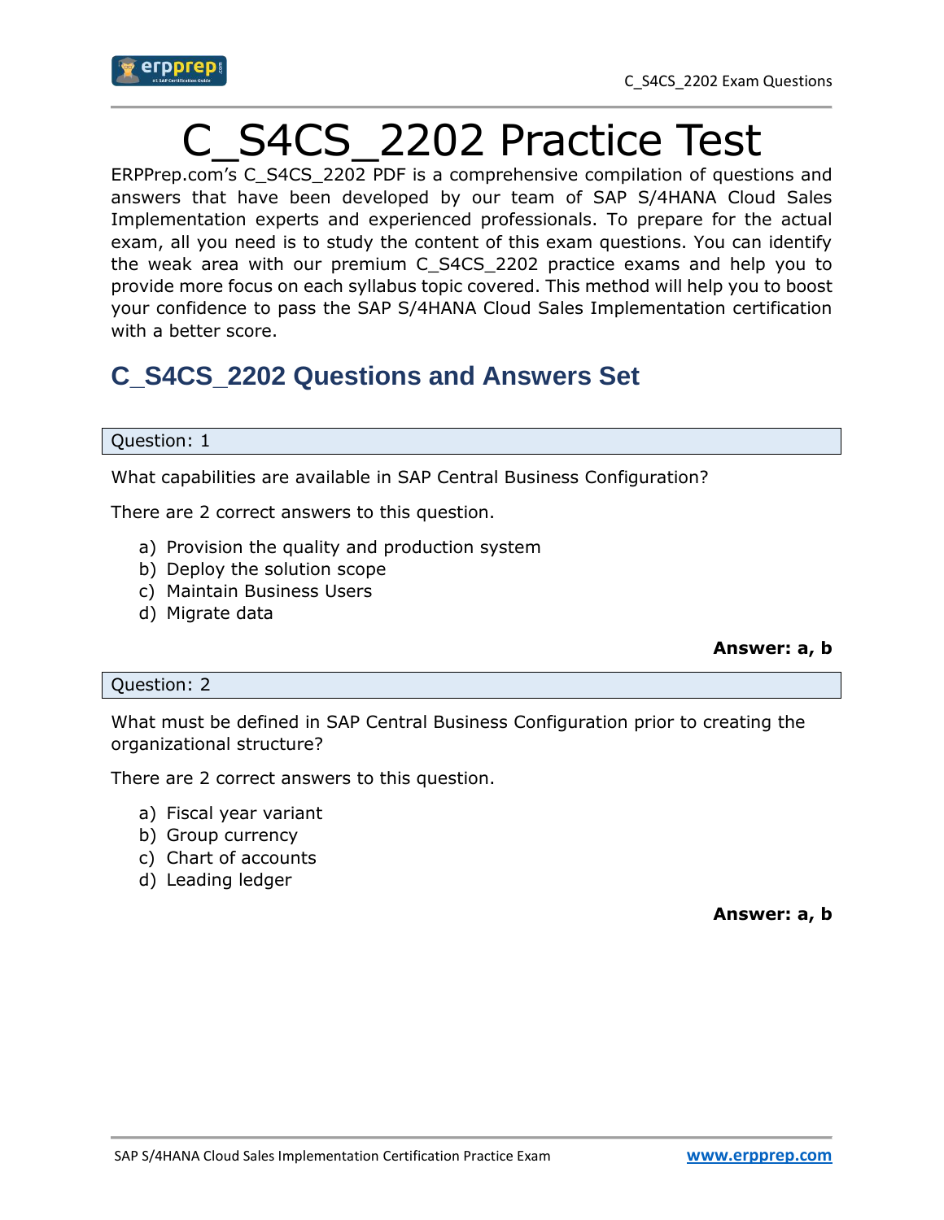// C_S4CS_2202 Practice Test

ERPPrep.com's C_S4CS_2202 PDF is a comprehensive compilation of questions and answers that have been developed by our team of SAP S/4HANA Cloud Sales Implementation experts and experienced professionals. To prepare for the actual exam, all you need is to study the content of this exam questions. You can identify the weak area with our premium C_S4CS_2202 practice exams and help you to provide more focus on each syllabus topic covered. This method will help you to boost your confidence to pass the SAP S/4HANA Cloud Sales Implementation certification with a better score.

## C_S4CS_2202 Questions and Answers Set

Question: 1

What capabilities are available in SAP Central Business Configuration?

There are 2 correct answers to this question.

a) Provision the quality and production system
b) Deploy the solution scope
c) Maintain Business Users
d) Migrate data

**Answer: a, b**

Question: 2

What must be defined in SAP Central Business Configuration prior to creating the organizational structure?

There are 2 correct answers to this question.

a) Fiscal year variant
b) Group currency
c) Chart of accounts
d) Leading ledger

**Answer: a, b**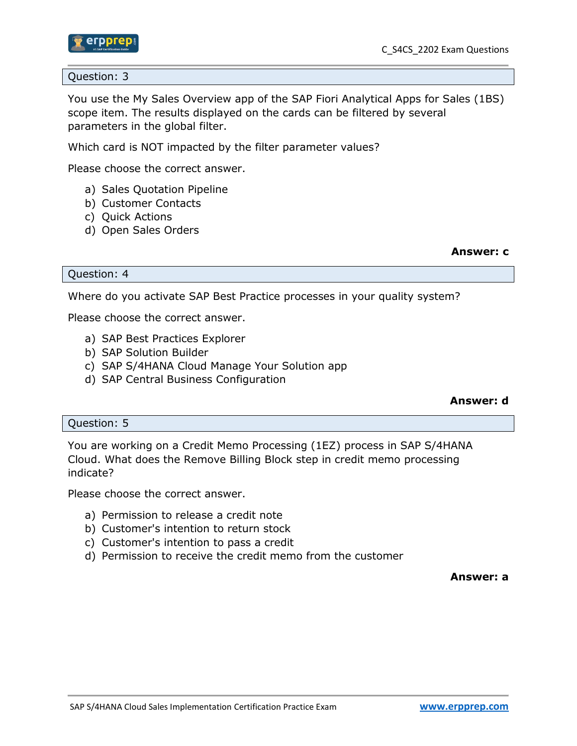## Question: 3

You use the My Sales Overview app of the SAP Fiori Analytical Apps for Sales (1BS) scope item. The results displayed on the cards can be filtered by several parameters in the global filter.

Which card is NOT impacted by the filter parameter values?

Please choose the correct answer.

a) Sales Quotation Pipeline
b) Customer Contacts
c) Quick Actions
d) Open Sales Orders

**Answer: c**

## Question: 4

Where do you activate SAP Best Practice processes in your quality system?

Please choose the correct answer.

a) SAP Best Practices Explorer
b) SAP Solution Builder
c) SAP S/4HANA Cloud Manage Your Solution app
d) SAP Central Business Configuration

**Answer: d**

## Question: 5

You are working on a Credit Memo Processing (1EZ) process in SAP S/4HANA Cloud. What does the Remove Billing Block step in credit memo processing indicate?

Please choose the correct answer.

a) Permission to release a credit note
b) Customer's intention to return stock
c) Customer's intention to pass a credit
d) Permission to receive the credit memo from the customer

**Answer: a**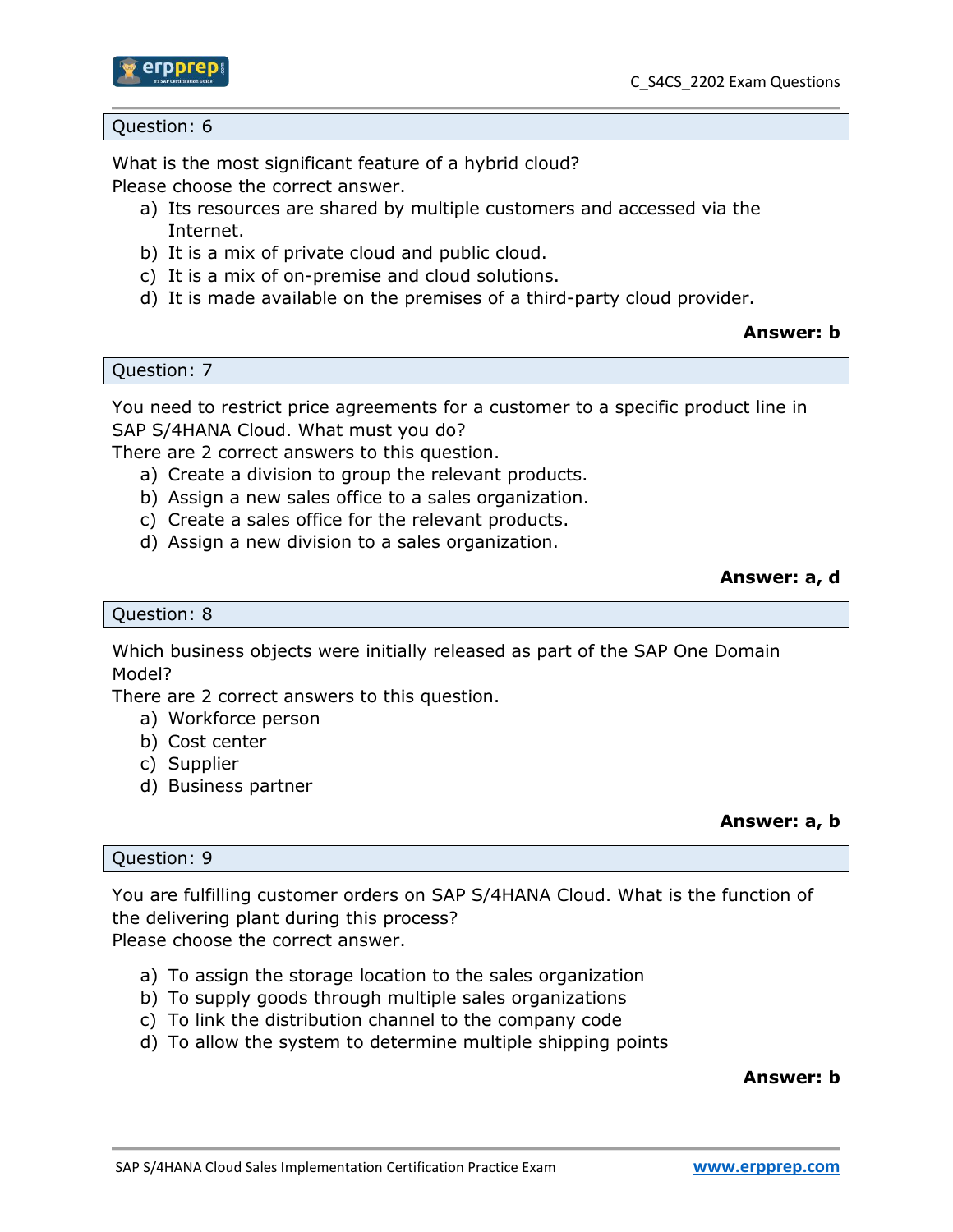## Question: 6

What is the most significant feature of a hybrid cloud?
Please choose the correct answer.

a) Its resources are shared by multiple customers and accessed via the Internet.
b) It is a mix of private cloud and public cloud.
c) It is a mix of on-premise and cloud solutions.
d) It is made available on the premises of a third-party cloud provider.

**Answer: b**

## Question: 7

You need to restrict price agreements for a customer to a specific product line in SAP S/4HANA Cloud. What must you do?
There are 2 correct answers to this question.

a) Create a division to group the relevant products.
b) Assign a new sales office to a sales organization.
c) Create a sales office for the relevant products.
d) Assign a new division to a sales organization.

**Answer: a, d**

## Question: 8

Which business objects were initially released as part of the SAP One Domain Model?
There are 2 correct answers to this question.

a) Workforce person
b) Cost center
c) Supplier
d) Business partner

**Answer: a, b**

## Question: 9

You are fulfilling customer orders on SAP S/4HANA Cloud. What is the function of the delivering plant during this process?
Please choose the correct answer.

a) To assign the storage location to the sales organization
b) To supply goods through multiple sales organizations
c) To link the distribution channel to the company code
d) To allow the system to determine multiple shipping points

**Answer: b**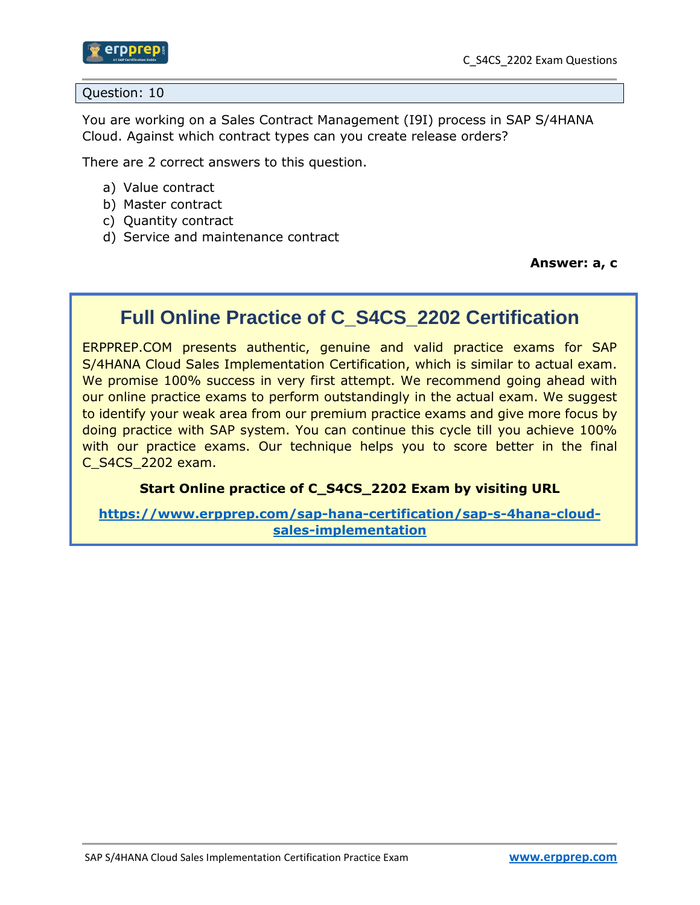Question: 10

You are working on a Sales Contract Management (I9I) process in SAP S/4HANA Cloud. Against which contract types can you create release orders?

There are 2 correct answers to this question.

a) Value contract
b) Master contract
c) Quantity contract
d) Service and maintenance contract

**Answer: a, c**

## Full Online Practice of C_S4CS_2202 Certification

ERPPREP.COM presents authentic, genuine and valid practice exams for SAP S/4HANA Cloud Sales Implementation Certification, which is similar to actual exam. We promise 100% success in very first attempt. We recommend going ahead with our online practice exams to perform outstandingly in the actual exam. We suggest to identify your weak area from our premium practice exams and give more focus by doing practice with SAP system. You can continue this cycle till you achieve 100% with our practice exams. Our technique helps you to score better in the final C_S4CS_2202 exam.

**Start Online practice of C_S4CS_2202 Exam by visiting URL**

**https://www.erpprep.com/sap-hana-certification/sap-s-4hana-cloud-sales-implementation**